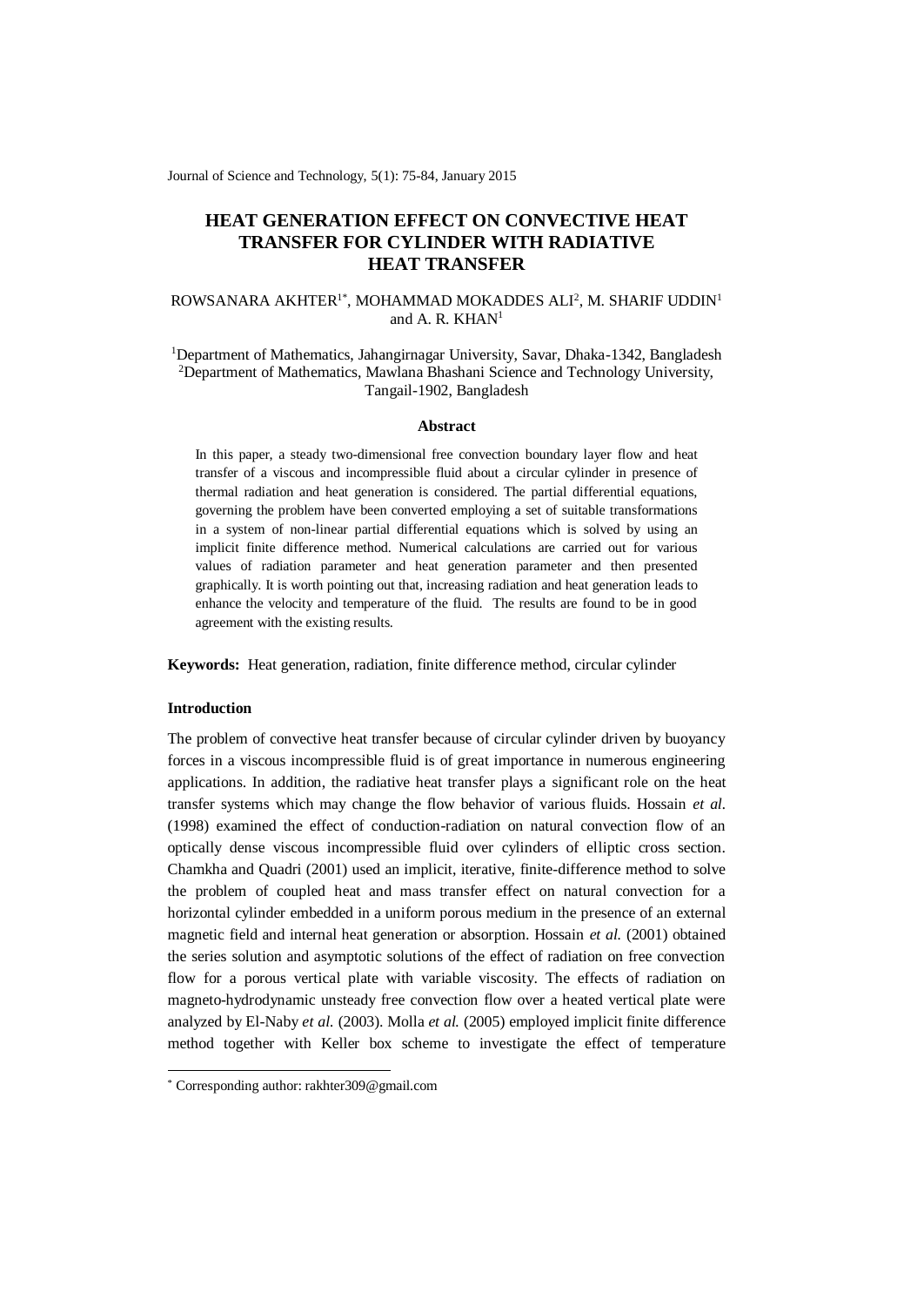# HEAT GENERATION EFFECT ON CONVECTIVE HEAT TRANSFER FOR CYLINDER WITH RADIATIVE HEAT TRANSFER

ROWSANARA AKHTER[1*], MOHAMMAD MOKADDES ALI[2], M. SHARIF UDDIN[1] and A. R. KHAN[1]

[1]Department of Mathematics, Jahangirnagar University, Savar, Dhaka-1342, Bangladesh
[2]Department of Mathematics, Mawlana Bhashani Science and Technology University, Tangail-1902, Bangladesh

### Abstract

In this paper, a steady two-dimensional free convection boundary layer flow and heat transfer of a viscous and incompressible fluid about a circular cylinder in presence of thermal radiation and heat generation is considered. The partial differential equations, governing the problem have been converted employing a set of suitable transformations in a system of non-linear partial differential equations which is solved by using an implicit finite difference method. Numerical calculations are carried out for various values of radiation parameter and heat generation parameter and then presented graphically. It is worth pointing out that, increasing radiation and heat generation leads to enhance the velocity and temperature of the fluid. The results are found to be in good agreement with the existing results.

**Keywords:** Heat generation, radiation, finite difference method, circular cylinder

### Introduction

The problem of convective heat transfer because of circular cylinder driven by buoyancy forces in a viscous incompressible fluid is of great importance in numerous engineering applications. In addition, the radiative heat transfer plays a significant role on the heat transfer systems which may change the flow behavior of various fluids. Hossain *et al.* (1998) examined the effect of conduction-radiation on natural convection flow of an optically dense viscous incompressible fluid over cylinders of elliptic cross section. Chamkha and Quadri (2001) used an implicit, iterative, finite-difference method to solve the problem of coupled heat and mass transfer effect on natural convection for a horizontal cylinder embedded in a uniform porous medium in the presence of an external magnetic field and internal heat generation or absorption. Hossain *et al.* (2001) obtained the series solution and asymptotic solutions of the effect of radiation on free convection flow for a porous vertical plate with variable viscosity. The effects of radiation on magneto-hydrodynamic unsteady free convection flow over a heated vertical plate were analyzed by El-Naby *et al.* (2003). Molla *et al.* (2005) employed implicit finite difference method together with Keller box scheme to investigate the effect of temperature

[*] Corresponding author: rakhter309@gmail.com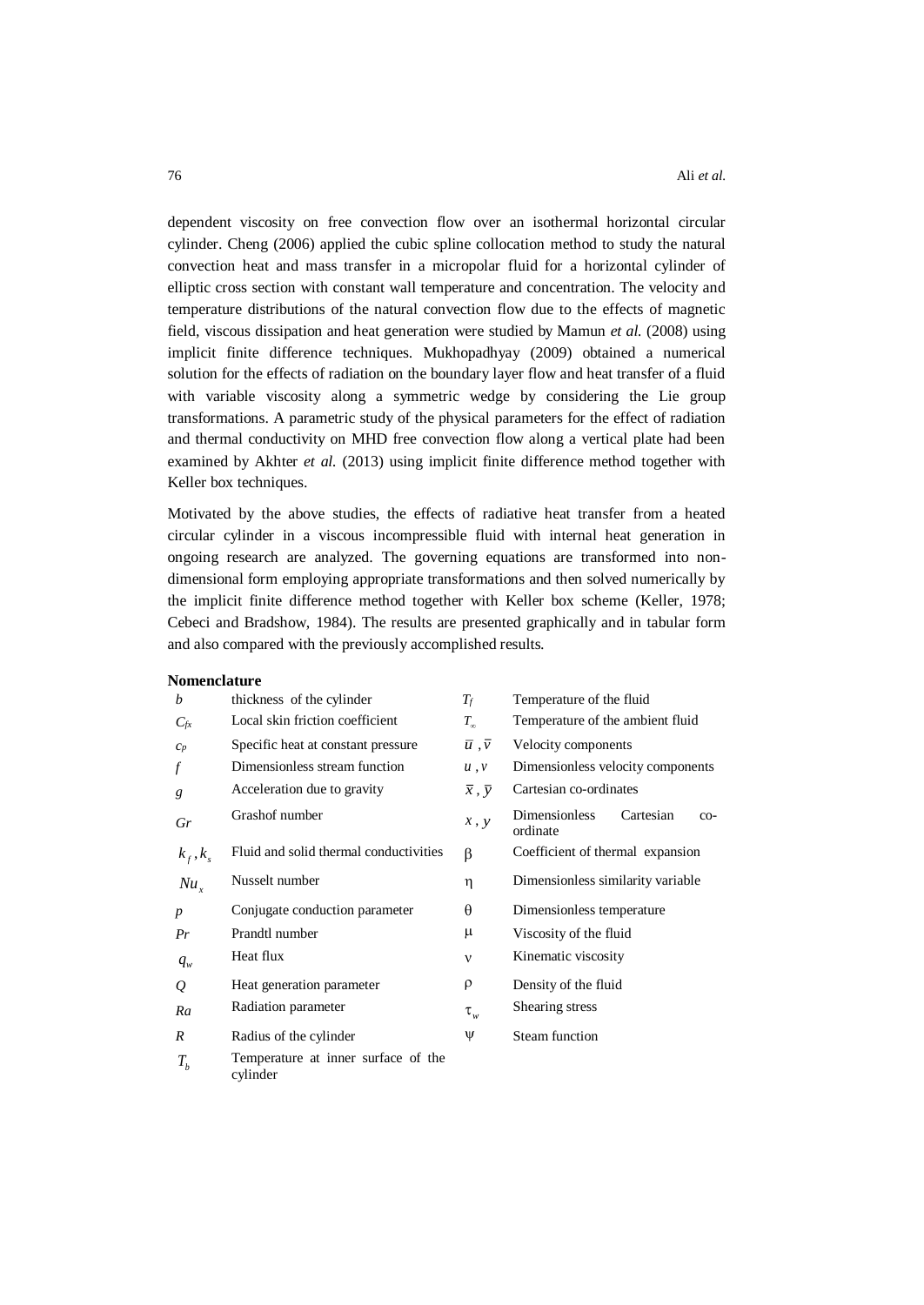dependent viscosity on free convection flow over an isothermal horizontal circular cylinder. Cheng (2006) applied the cubic spline collocation method to study the natural convection heat and mass transfer in a micropolar fluid for a horizontal cylinder of elliptic cross section with constant wall temperature and concentration. The velocity and temperature distributions of the natural convection flow due to the effects of magnetic field, viscous dissipation and heat generation were studied by Mamun *et al.* (2008) using implicit finite difference techniques. Mukhopadhyay (2009) obtained a numerical solution for the effects of radiation on the boundary layer flow and heat transfer of a fluid with variable viscosity along a symmetric wedge by considering the Lie group transformations. A parametric study of the physical parameters for the effect of radiation and thermal conductivity on MHD free convection flow along a vertical plate had been examined by Akhter *et al.* (2013) using implicit finite difference method together with Keller box techniques.

Motivated by the above studies, the effects of radiative heat transfer from a heated circular cylinder in a viscous incompressible fluid with internal heat generation in ongoing research are analyzed. The governing equations are transformed into non-dimensional form employing appropriate transformations and then solved numerically by the implicit finite difference method together with Keller box scheme (Keller, 1978; Cebeci and Bradshow, 1984). The results are presented graphically and in tabular form and also compared with the previously accomplished results.

**Nomenclature**

| | | | |
|---|---|---|---|
| $b$ | thickness of the cylinder | $T_f$ | Temperature of the fluid |
| $C_{fx}$ | Local skin friction coefficient | $T_\infty$ | Temperature of the ambient fluid |
| $c_p$ | Specific heat at constant pressure | $\bar{u}$ , $\bar{v}$ | Velocity components |
| $f$ | Dimensionless stream function | $u$ , $v$ | Dimensionless velocity components |
| $g$ | Acceleration due to gravity | $\bar{x}$ , $\bar{y}$ | Cartesian co-ordinates |
| $Gr$ | Grashof number | $x$ , $y$ | Dimensionless Cartesian co-ordinate |
| $k_f, k_s$ | Fluid and solid thermal conductivities | $\beta$ | Coefficient of thermal expansion |
| $Nu_x$ | Nusselt number | $\eta$ | Dimensionless similarity variable |
| $p$ | Conjugate conduction parameter | $\theta$ | Dimensionless temperature |
| $Pr$ | Prandtl number | $\mu$ | Viscosity of the fluid |
| $q_w$ | Heat flux | $\nu$ | Kinematic viscosity |
| $Q$ | Heat generation parameter | $\rho$ | Density of the fluid |
| $Ra$ | Radiation parameter | $\tau_w$ | Shearing stress |
| $R$ | Radius of the cylinder | $\psi$ | Steam function |
| $T_b$ | Temperature at inner surface of the cylinder | | |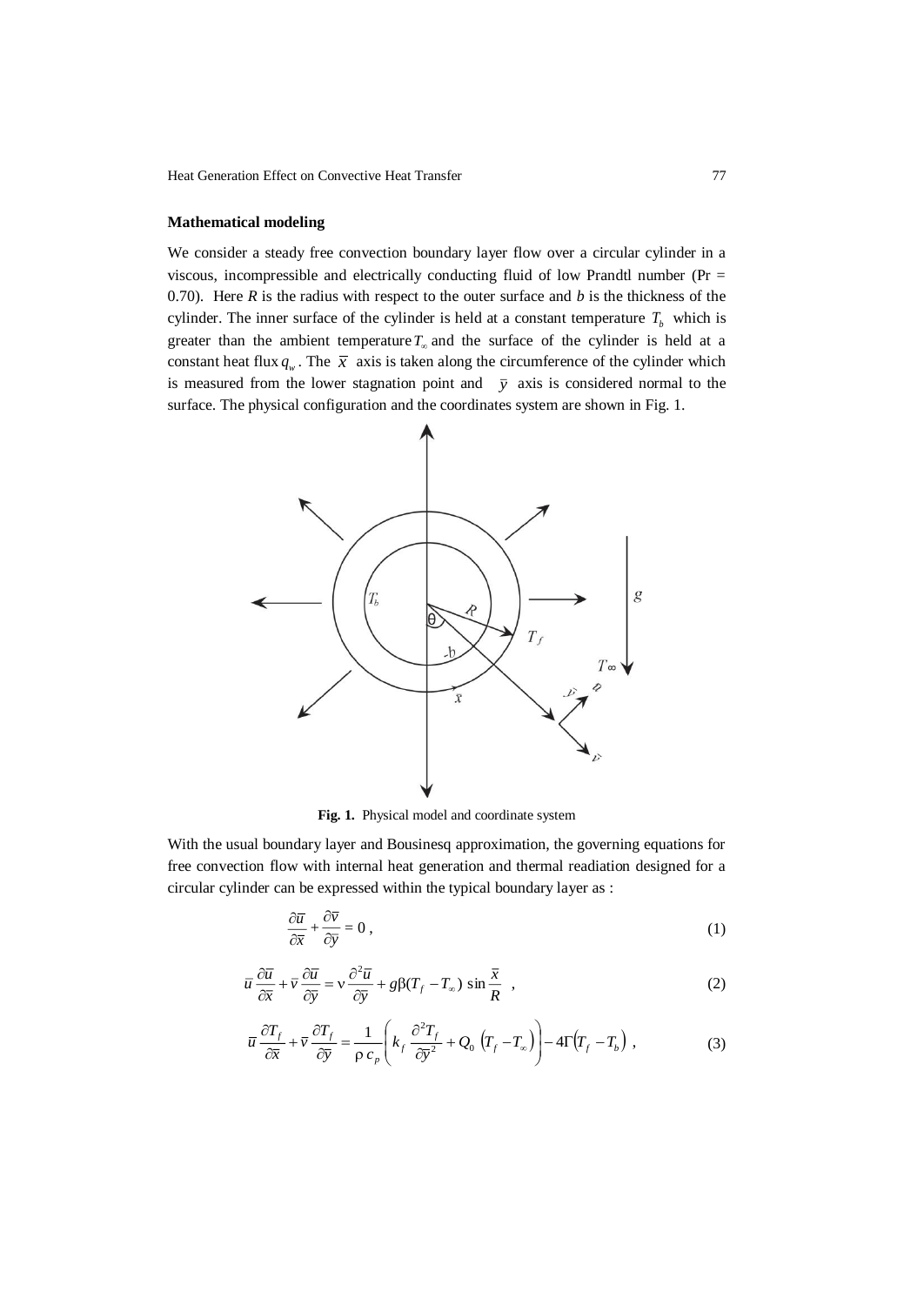**Mathematical modeling**

We consider a steady free convection boundary layer flow over a circular cylinder in a viscous, incompressible and electrically conducting fluid of low Prandtl number (Pr = 0.70). Here $R$ is the radius with respect to the outer surface and $b$ is the thickness of the cylinder. The inner surface of the cylinder is held at a constant temperature $T_b$ which is greater than the ambient temperature $T_\infty$ and the surface of the cylinder is held at a constant heat flux $q_w$. The $\bar{x}$ axis is taken along the circumference of the cylinder which is measured from the lower stagnation point and $\bar{y}$ axis is considered normal to the surface. The physical configuration and the coordinates system are shown in Fig. 1.

**Fig. 1.** Physical model and coordinate system

With the usual boundary layer and Bousinesq approximation, the governing equations for free convection flow with internal heat generation and thermal readiation designed for a circular cylinder can be expressed within the typical boundary layer as :

$$\frac{\partial \bar{u}}{\partial \bar{x}} + \frac{\partial \bar{v}}{\partial \bar{y}} = 0\,, \tag{1}$$

$$\bar{u}\frac{\partial \bar{u}}{\partial \bar{x}} + \bar{v}\frac{\partial \bar{u}}{\partial \bar{y}} = \nu\frac{\partial^2 \bar{u}}{\partial \bar{y}^2} + g\beta(T_f - T_\infty)\sin\frac{\bar{x}}{R}\,, \tag{2}$$

$$\bar{u}\frac{\partial T_f}{\partial \bar{x}} + \bar{v}\frac{\partial T_f}{\partial \bar{y}} = \frac{1}{\rho\, c_p}\left(k_f\frac{\partial^2 T_f}{\partial \bar{y}^2} + Q_0\left(T_f - T_\infty\right)\right) - 4\Gamma\left(T_f - T_b\right)\,, \tag{3}$$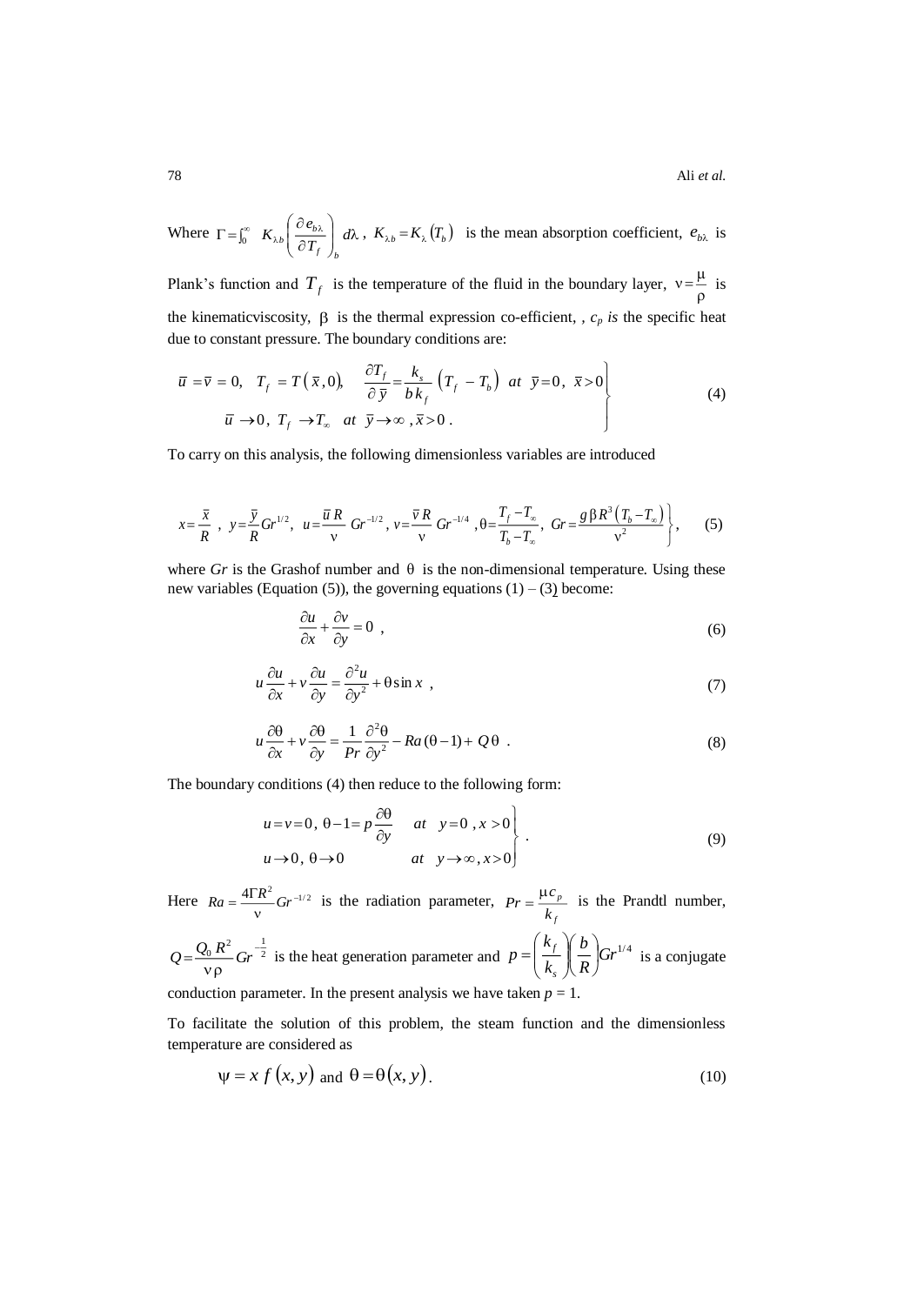Where $\Gamma = \int_0^\infty K_{\lambda b} \left( \frac{\partial e_{b\lambda}}{\partial T_f} \right)_b d\lambda$, $K_{\lambda b} = K_\lambda (T_b)$ is the mean absorption coefficient, $e_{b\lambda}$ is Plank's function and $T_f$ is the temperature of the fluid in the boundary layer, $\nu = \frac{\mu}{\rho}$ is the kinematicviscosity, $\beta$ is the thermal expression co-efficient, , $c_p$ *is* the specific heat due to constant pressure. The boundary conditions are:

$$\left.\begin{aligned} &\bar{u} = \bar{v} = 0, \quad T_f = T(\bar{x}, 0), \quad \frac{\partial T_f}{\partial \bar{y}} = \frac{k_s}{b k_f} \left( T_f - T_b \right) \;\; at \;\; \bar{y} = 0, \;\; \bar{x} > 0 \\ &\qquad \bar{u} \to 0, \; T_f \to T_\infty \quad at \;\; \bar{y} \to \infty, \bar{x} > 0 \;. \end{aligned}\right\} \tag{4}$$

To carry on this analysis, the following dimensionless variables are introduced

$$\left. x = \frac{\bar{x}}{R}, \;\; y = \frac{\bar{y}}{R} Gr^{1/2}, \;\; u = \frac{\bar{u} R}{\nu} Gr^{-1/2}, \; v = \frac{\bar{v} R}{\nu} Gr^{-1/4}, \; \theta = \frac{T_f - T_\infty}{T_b - T_\infty}, \;\; Gr = \frac{g \beta R^3 \left( T_b - T_\infty \right)}{\nu^2} \right\}, \tag{5}$$

where $Gr$ is the Grashof number and $\theta$ is the non-dimensional temperature. Using these new variables (Equation (5)), the governing equations (1) – (3) become:

$$\frac{\partial u}{\partial x} + \frac{\partial v}{\partial y} = 0 \;, \tag{6}$$

$$u \frac{\partial u}{\partial x} + v \frac{\partial u}{\partial y} = \frac{\partial^2 u}{\partial y^2} + \theta \sin x \;, \tag{7}$$

$$u \frac{\partial \theta}{\partial x} + v \frac{\partial \theta}{\partial y} = \frac{1}{Pr} \frac{\partial^2 \theta}{\partial y^2} - Ra(\theta - 1) + Q\theta \;. \tag{8}$$

The boundary conditions (4) then reduce to the following form:

$$\left.\begin{aligned} &u = v = 0, \; \theta - 1 = p \frac{\partial \theta}{\partial y} \quad at \;\; y = 0 \;, x > 0 \\ &u \to 0, \; \theta \to 0 \qquad\qquad at \;\; y \to \infty, x > 0 \end{aligned}\right\} . \tag{9}$$

Here $Ra = \frac{4\Gamma R^2}{\nu} Gr^{-1/2}$ is the radiation parameter, $Pr = \frac{\mu c_p}{k_f}$ is the Prandtl number, $Q = \frac{Q_0 R^2}{\nu \rho} Gr^{-\frac{1}{2}}$ is the heat generation parameter and $p = \left( \frac{k_f}{k_s} \right) \left( \frac{b}{R} \right) Gr^{1/4}$ is a conjugate conduction parameter. In the present analysis we have taken $p = 1$.

To facilitate the solution of this problem, the steam function and the dimensionless temperature are considered as

$$\psi = x\, f(x, y) \text{ and } \theta = \theta(x, y). \tag{10}$$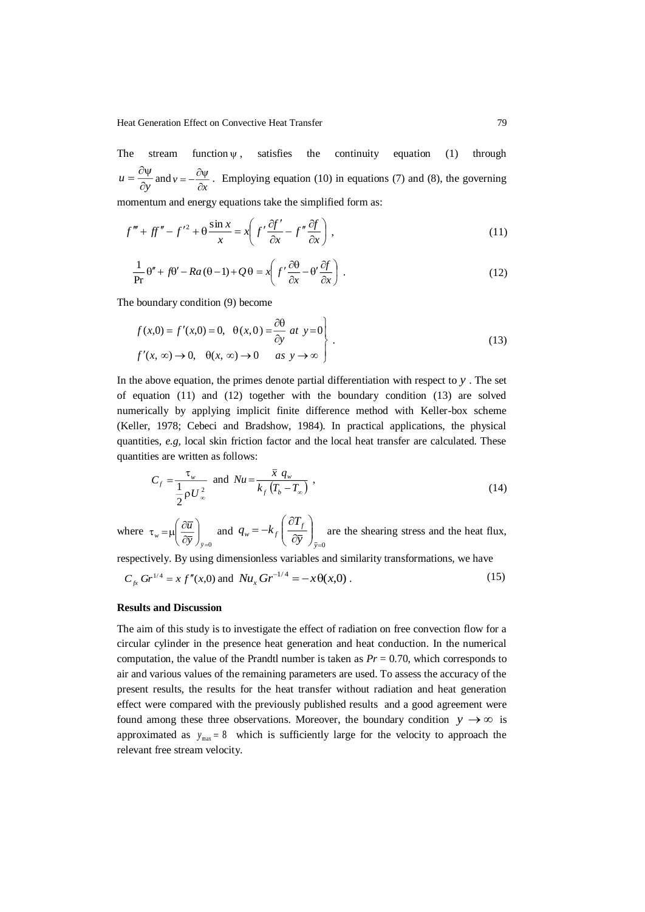The stream function $\psi$, satisfies the continuity equation (1) through $u = \frac{\partial \psi}{\partial y}$ and $v = -\frac{\partial \psi}{\partial x}$. Employing equation (10) in equations (7) and (8), the governing momentum and energy equations take the simplified form as:

$$f''' + ff'' - f'^2 + \theta \frac{\sin x}{x} = x\left( f' \frac{\partial f'}{\partial x} - f'' \frac{\partial f}{\partial x} \right), \tag{11}$$

$$\frac{1}{\Pr}\theta'' + f\theta' - Ra(\theta - 1) + Q\theta = x\left( f' \frac{\partial \theta}{\partial x} - \theta' \frac{\partial f}{\partial x} \right). \tag{12}$$

The boundary condition (9) become

$$\left. \begin{aligned} & f(x,0) = f'(x,0) = 0, \quad \theta(x,0) = \frac{\partial \theta}{\partial y} \ at \ y = 0 \\ & f'(x, \infty) \to 0, \quad \theta(x, \infty) \to 0 \quad as \ y \to \infty \end{aligned} \right\}. \tag{13}$$

In the above equation, the primes denote partial differentiation with respect to $y$. The set of equation (11) and (12) together with the boundary condition (13) are solved numerically by applying implicit finite difference method with Keller-box scheme (Keller, 1978; Cebeci and Bradshow, 1984). In practical applications, the physical quantities, *e.g,* local skin friction factor and the local heat transfer are calculated. These quantities are written as follows:

$$C_f = \frac{\tau_w}{\frac{1}{2}\rho U_\infty^2} \ \text{and} \ Nu = \frac{\bar{x}\ q_w}{k_f (T_b - T_\infty)}, \tag{14}$$

where $\tau_w = \mu \left( \frac{\partial \bar{u}}{\partial \bar{y}} \right)_{\bar{y}=0}$ and $q_w = -k_f \left( \frac{\partial T_f}{\partial \bar{y}} \right)_{\bar{y}=0}$ are the shearing stress and the heat flux, respectively. By using dimensionless variables and similarity transformations, we have

$$C_{fx} Gr^{1/4} = x\, f''(x,0) \ \text{and} \ Nu_x Gr^{-1/4} = -x\theta(x,0). \tag{15}$$

**Results and Discussion**

The aim of this study is to investigate the effect of radiation on free convection flow for a circular cylinder in the presence heat generation and heat conduction. In the numerical computation, the value of the Prandtl number is taken as $Pr = 0.70$, which corresponds to air and various values of the remaining parameters are used. To assess the accuracy of the present results, the results for the heat transfer without radiation and heat generation effect were compared with the previously published results and a good agreement were found among these three observations. Moreover, the boundary condition $y \to \infty$ is approximated as $y_{max} = 8$ which is sufficiently large for the velocity to approach the relevant free stream velocity.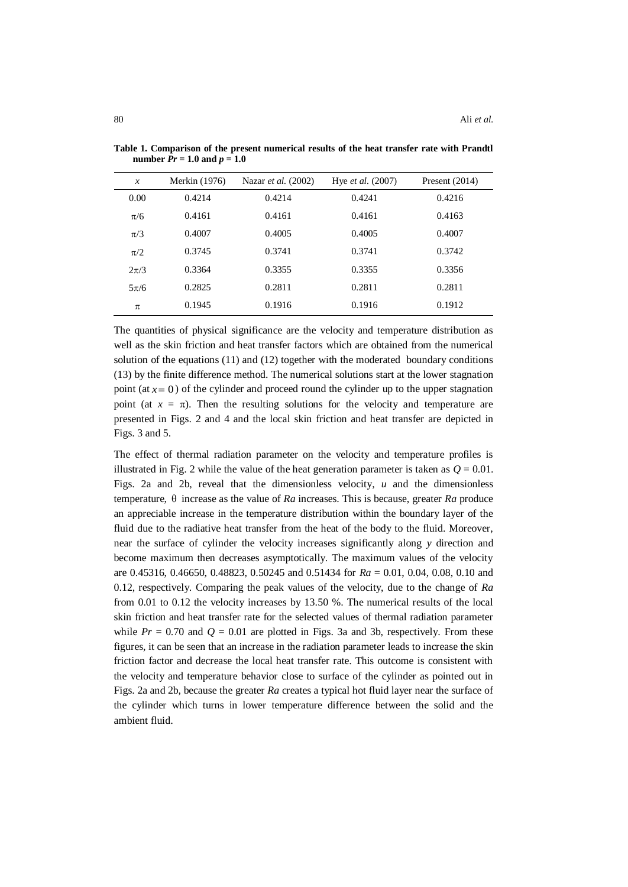**Table 1. Comparison of the present numerical results of the heat transfer rate with Prandtl number $Pr = 1.0$ and $p = 1.0$**

| $x$ | Merkin (1976) | Nazar *et al.* (2002) | Hye *et al.* (2007) | Present (2014) |
|---|---|---|---|---|
| 0.00 | 0.4214 | 0.4214 | 0.4241 | 0.4216 |
| $\pi/6$ | 0.4161 | 0.4161 | 0.4161 | 0.4163 |
| $\pi/3$ | 0.4007 | 0.4005 | 0.4005 | 0.4007 |
| $\pi/2$ | 0.3745 | 0.3741 | 0.3741 | 0.3742 |
| $2\pi/3$ | 0.3364 | 0.3355 | 0.3355 | 0.3356 |
| $5\pi/6$ | 0.2825 | 0.2811 | 0.2811 | 0.2811 |
| $\pi$ | 0.1945 | 0.1916 | 0.1916 | 0.1912 |

The quantities of physical significance are the velocity and temperature distribution as well as the skin friction and heat transfer factors which are obtained from the numerical solution of the equations (11) and (12) together with the moderated boundary conditions (13) by the finite difference method. The numerical solutions start at the lower stagnation point (at $x = 0$) of the cylinder and proceed round the cylinder up to the upper stagnation point (at $x = \pi$). Then the resulting solutions for the velocity and temperature are presented in Figs. 2 and 4 and the local skin friction and heat transfer are depicted in Figs. 3 and 5.

The effect of thermal radiation parameter on the velocity and temperature profiles is illustrated in Fig. 2 while the value of the heat generation parameter is taken as $Q = 0.01$. Figs. 2a and 2b, reveal that the dimensionless velocity, $u$ and the dimensionless temperature, $\theta$ increase as the value of *Ra* increases. This is because, greater *Ra* produce an appreciable increase in the temperature distribution within the boundary layer of the fluid due to the radiative heat transfer from the heat of the body to the fluid. Moreover, near the surface of cylinder the velocity increases significantly along $y$ direction and become maximum then decreases asymptotically. The maximum values of the velocity are 0.45316, 0.46650, 0.48823, 0.50245 and 0.51434 for $Ra$ = 0.01, 0.04, 0.08, 0.10 and 0.12, respectively. Comparing the peak values of the velocity, due to the change of *Ra* from 0.01 to 0.12 the velocity increases by 13.50 %. The numerical results of the local skin friction and heat transfer rate for the selected values of thermal radiation parameter while $Pr = 0.70$ and $Q = 0.01$ are plotted in Figs. 3a and 3b, respectively. From these figures, it can be seen that an increase in the radiation parameter leads to increase the skin friction factor and decrease the local heat transfer rate. This outcome is consistent with the velocity and temperature behavior close to surface of the cylinder as pointed out in Figs. 2a and 2b, because the greater *Ra* creates a typical hot fluid layer near the surface of the cylinder which turns in lower temperature difference between the solid and the ambient fluid.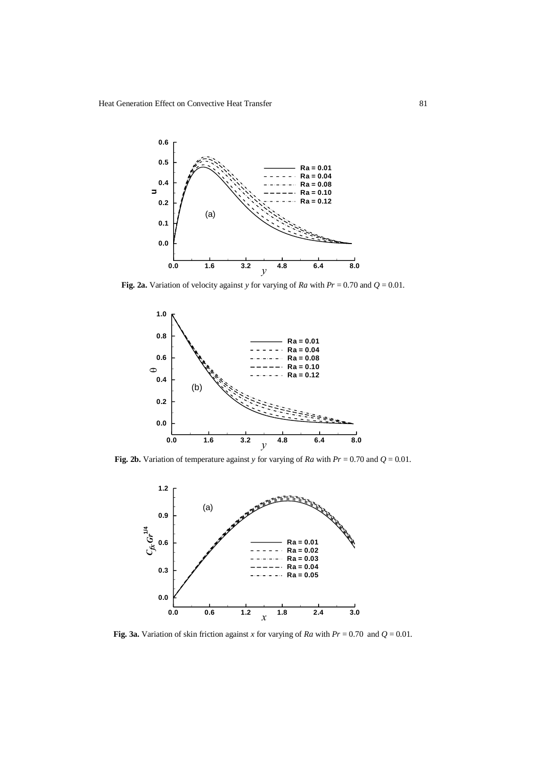**Fig. 2a.** Variation of velocity against $y$ for varying of $Ra$ with $Pr = 0.70$ and $Q = 0.01$.

**Fig. 2b.** Variation of temperature against $y$ for varying of $Ra$ with $Pr = 0.70$ and $Q = 0.01$.

**Fig. 3a.** Variation of skin friction against $x$ for varying of $Ra$ with $Pr = 0.70$ and $Q = 0.01$.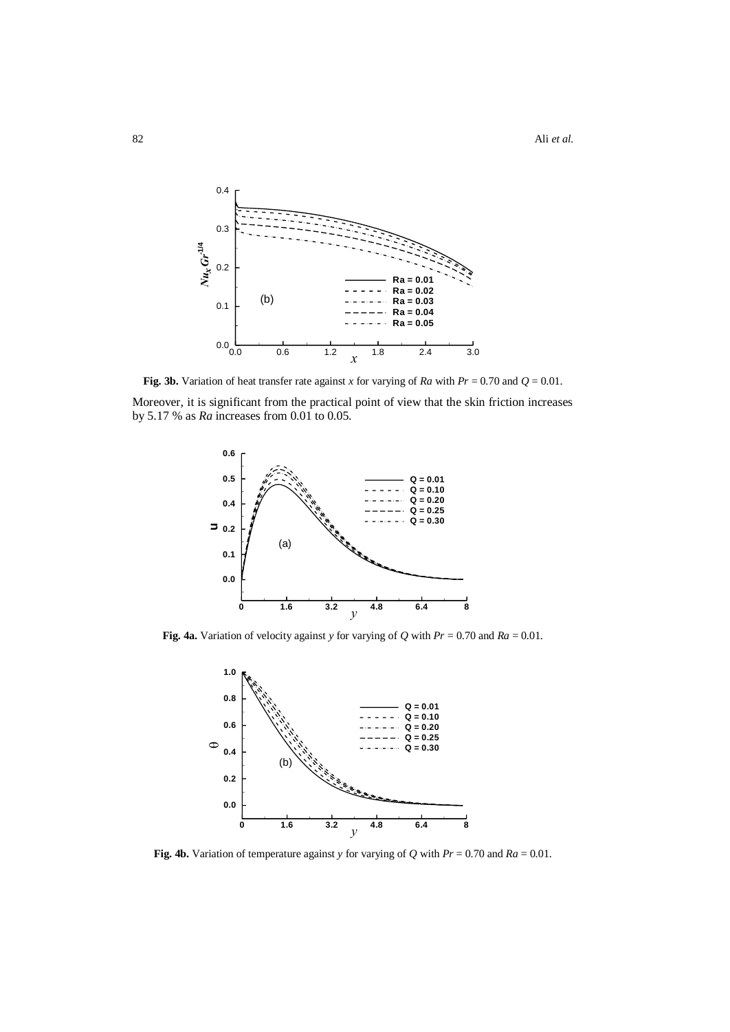**Fig. 3b.** Variation of heat transfer rate against $x$ for varying of $Ra$ with $Pr$ = 0.70 and $Q$ = 0.01.

Moreover, it is significant from the practical point of view that the skin friction increases by 5.17 % as $Ra$ increases from 0.01 to 0.05.

**Fig. 4a.** Variation of velocity against $y$ for varying of $Q$ with $Pr$ = 0.70 and $Ra$ = 0.01.

**Fig. 4b.** Variation of temperature against $y$ for varying of $Q$ with $Pr$ = 0.70 and $Ra$ = 0.01.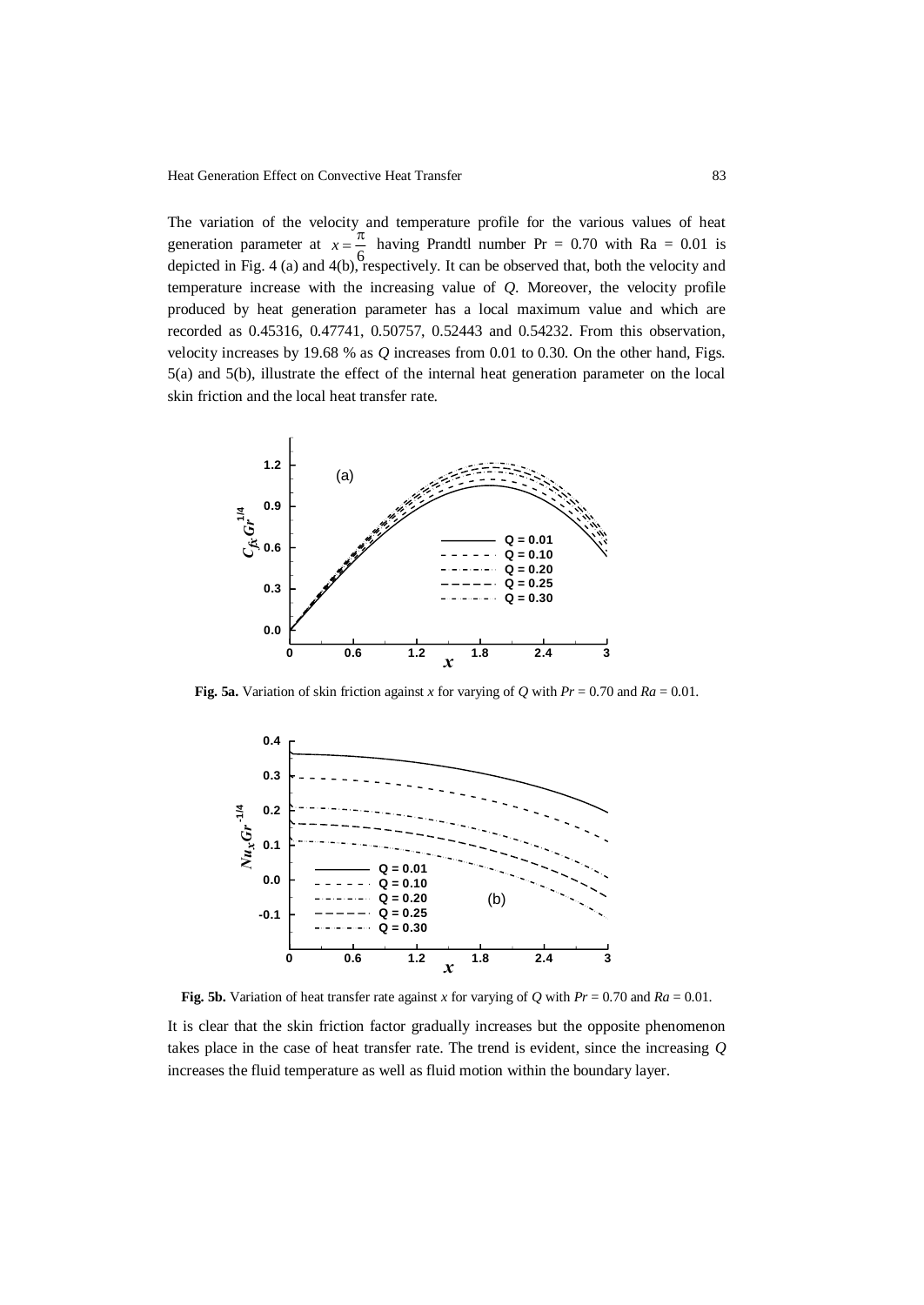The variation of the velocity and temperature profile for the various values of heat generation parameter at $x = \frac{\pi}{6}$ having Prandtl number Pr = 0.70 with Ra = 0.01 is depicted in Fig. 4 (a) and 4(b), respectively. It can be observed that, both the velocity and temperature increase with the increasing value of *Q*. Moreover, the velocity profile produced by heat generation parameter has a local maximum value and which are recorded as 0.45316, 0.47741, 0.50757, 0.52443 and 0.54232. From this observation, velocity increases by 19.68 % as *Q* increases from 0.01 to 0.30. On the other hand, Figs. 5(a) and 5(b), illustrate the effect of the internal heat generation parameter on the local skin friction and the local heat transfer rate.

**Fig. 5a.** Variation of skin friction against *x* for varying of *Q* with $Pr = 0.70$ and $Ra = 0.01$.

**Fig. 5b.** Variation of heat transfer rate against *x* for varying of *Q* with $Pr = 0.70$ and $Ra = 0.01$.

It is clear that the skin friction factor gradually increases but the opposite phenomenon takes place in the case of heat transfer rate. The trend is evident, since the increasing *Q* increases the fluid temperature as well as fluid motion within the boundary layer.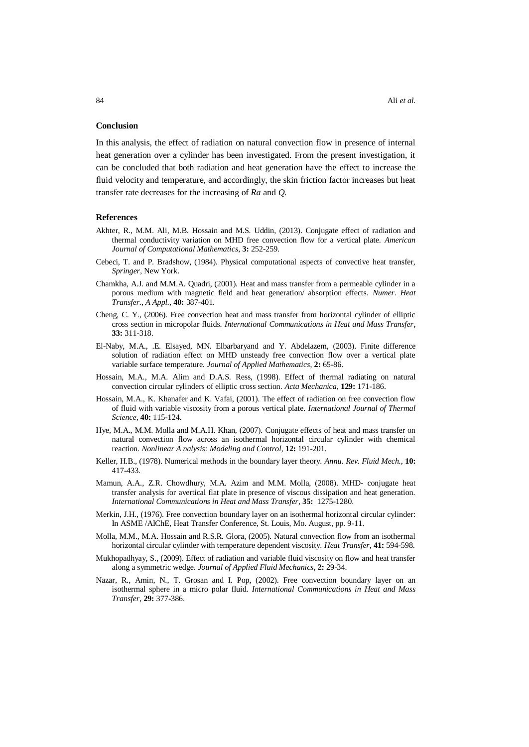## Conclusion

In this analysis, the effect of radiation on natural convection flow in presence of internal heat generation over a cylinder has been investigated. From the present investigation, it can be concluded that both radiation and heat generation have the effect to increase the fluid velocity and temperature, and accordingly, the skin friction factor increases but heat transfer rate decreases for the increasing of *Ra* and *Q*.

## References

Akhter, R., M.M. Ali, M.B. Hossain and M.S. Uddin, (2013). Conjugate effect of radiation and thermal conductivity variation on MHD free convection flow for a vertical plate. *American Journal of Computational Mathematics*, **3:** 252-259.

Cebeci, T. and P. Bradshow, (1984). Physical computational aspects of convective heat transfer, *Springer*, New York.

Chamkha, A.J. and M.M.A. Quadri, (2001). Heat and mass transfer from a permeable cylinder in a porous medium with magnetic field and heat generation/ absorption effects. *Numer. Heat Transfer., A Appl.,* **40:** 387-401.

Cheng, C. Y., (2006). Free convection heat and mass transfer from horizontal cylinder of elliptic cross section in micropolar fluids. *International Communications in Heat and Mass Transfer*, **33:** 311-318.

El-Naby, M.A., .E. Elsayed, MN. Elbarbaryand and Y. Abdelazem, (2003). Finite difference solution of radiation effect on MHD unsteady free convection flow over a vertical plate variable surface temperature. *Journal of Applied Mathematics*, **2:** 65-86.

Hossain, M.A., M.A. Alim and D.A.S. Ress, (1998). Effect of thermal radiating on natural convection circular cylinders of elliptic cross section. *Acta Mechanica*, **129:** 171-186.

Hossain, M.A., K. Khanafer and K. Vafai, (2001). The effect of radiation on free convection flow of fluid with variable viscosity from a porous vertical plate. *International Journal of Thermal Science*, **40:** 115-124.

Hye, M.A., M.M. Molla and M.A.H. Khan, (2007). Conjugate effects of heat and mass transfer on natural convection flow across an isothermal horizontal circular cylinder with chemical reaction. *Nonlinear A nalysis: Modeling and Control*, **12:** 191-201.

Keller, H.B., (1978). Numerical methods in the boundary layer theory. *Annu. Rev. Fluid Mech.*, **10:** 417-433.

Mamun, A.A., Z.R. Chowdhury, M.A. Azim and M.M. Molla, (2008). MHD- conjugate heat transfer analysis for avertical flat plate in presence of viscous dissipation and heat generation. *International Communications in Heat and Mass Transfer*, **35:** 1275-1280.

Merkin, J.H., (1976). Free convection boundary layer on an isothermal horizontal circular cylinder: In ASME /AIChE, Heat Transfer Conference, St. Louis, Mo. August, pp. 9-11.

Molla, M.M., M.A. Hossain and R.S.R. Glora, (2005). Natural convection flow from an isothermal horizontal circular cylinder with temperature dependent viscosity. *Heat Transfer*, **41:** 594-598.

Mukhopadhyay, S., (2009). Effect of radiation and variable fluid viscosity on flow and heat transfer along a symmetric wedge. *Journal of Applied Fluid Mechanics*, **2:** 29-34.

Nazar, R., Amin, N., T. Grosan and I. Pop, (2002). Free convection boundary layer on an isothermal sphere in a micro polar fluid. *International Communications in Heat and Mass Transfer*, **29:** 377-386.